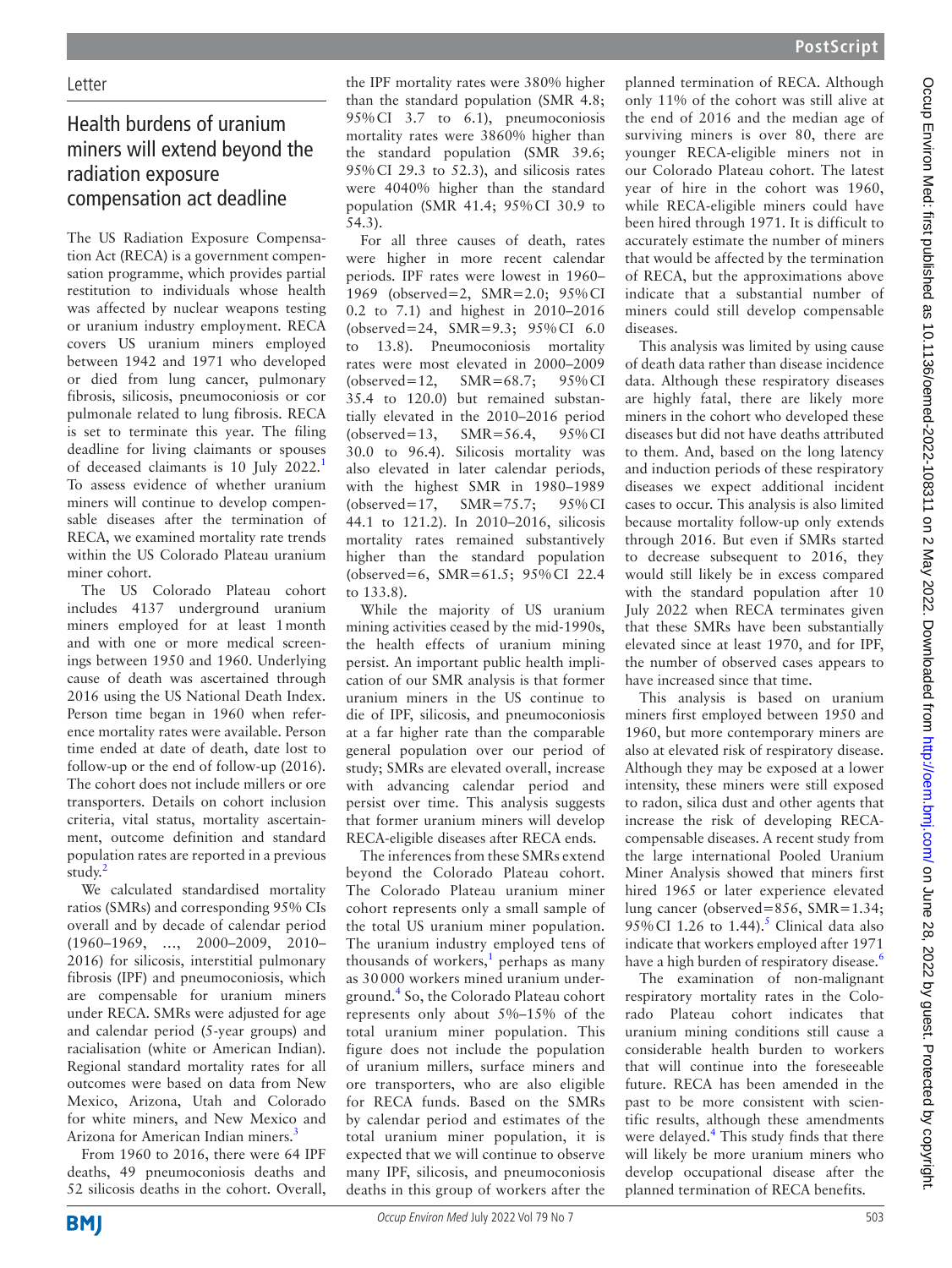Letter

# Health burdens of uranium miners will extend beyond the radiation exposure compensation act deadline

The US Radiation Exposure Compensation Act (RECA) is a government compensation programme, which provides partial restitution to individuals whose health was affected by nuclear weapons testing or uranium industry employment. RECA covers US uranium miners employed between 1942 and 1971 who developed or died from lung cancer, pulmonary fibrosis, silicosis, pneumoconiosis or cor pulmonale related to lung fibrosis. RECA is set to terminate this year. The filing deadline for living claimants or spouses of deceased claimants is 10 July 2022.[1] To assess evidence of whether uranium miners will continue to develop compensable diseases after the termination of RECA, we examined mortality rate trends within the US Colorado Plateau uranium miner cohort.

The US Colorado Plateau cohort includes 4137 underground uranium miners employed for at least 1 month and with one or more medical screenings between 1950 and 1960. Underlying cause of death was ascertained through 2016 using the US National Death Index. Person time began in 1960 when reference mortality rates were available. Person time ended at date of death, date lost to follow-up or the end of follow-up (2016). The cohort does not include millers or ore transporters. Details on cohort inclusion criteria, vital status, mortality ascertainment, outcome definition and standard population rates are reported in a previous study.[2]

We calculated standardised mortality ratios (SMRs) and corresponding 95% CIs overall and by decade of calendar period (1960–1969, …, 2000–2009, 2010–2016) for silicosis, interstitial pulmonary fibrosis (IPF) and pneumoconiosis, which are compensable for uranium miners under RECA. SMRs were adjusted for age and calendar period (5-year groups) and racialisation (white or American Indian). Regional standard mortality rates for all outcomes were based on data from New Mexico, Arizona, Utah and Colorado for white miners, and New Mexico and Arizona for American Indian miners.[3]

From 1960 to 2016, there were 64 IPF deaths, 49 pneumoconiosis deaths and 52 silicosis deaths in the cohort. Overall, the IPF mortality rates were 380% higher than the standard population (SMR 4.8; 95% CI 3.7 to 6.1), pneumoconiosis mortality rates were 3860% higher than the standard population (SMR 39.6; 95% CI 29.3 to 52.3), and silicosis rates were 4040% higher than the standard population (SMR 41.4; 95% CI 30.9 to 54.3).

For all three causes of death, rates were higher in more recent calendar periods. IPF rates were lowest in 1960–1969 (observed=2, SMR=2.0; 95% CI 0.2 to 7.1) and highest in 2010–2016 (observed=24, SMR=9.3; 95% CI 6.0 to 13.8). Pneumoconiosis mortality rates were most elevated in 2000–2009 (observed=12, SMR=68.7; 95% CI 35.4 to 120.0) but remained substantially elevated in the 2010–2016 period (observed=13, SMR=56.4, 95% CI 30.0 to 96.4). Silicosis mortality was also elevated in later calendar periods, with the highest SMR in 1980–1989 (observed=17, SMR=75.7; 95% CI 44.1 to 121.2). In 2010–2016, silicosis mortality rates remained substantively higher than the standard population (observed=6, SMR=61.5; 95% CI 22.4 to 133.8).

While the majority of US uranium mining activities ceased by the mid-1990s, the health effects of uranium mining persist. An important public health implication of our SMR analysis is that former uranium miners in the US continue to die of IPF, silicosis, and pneumoconiosis at a far higher rate than the comparable general population over our period of study; SMRs are elevated overall, increase with advancing calendar period and persist over time. This analysis suggests that former uranium miners will develop RECA-eligible diseases after RECA ends.

The inferences from these SMRs extend beyond the Colorado Plateau cohort. The Colorado Plateau uranium miner cohort represents only a small sample of the total US uranium miner population. The uranium industry employed tens of thousands of workers,[1] perhaps as many as 30 000 workers mined uranium underground.[4] So, the Colorado Plateau cohort represents only about 5%–15% of the total uranium miner population. This figure does not include the population of uranium millers, surface miners and ore transporters, who are also eligible for RECA funds. Based on the SMRs by calendar period and estimates of the total uranium miner population, it is expected that we will continue to observe many IPF, silicosis, and pneumoconiosis deaths in this group of workers after the planned termination of RECA. Although only 11% of the cohort was still alive at the end of 2016 and the median age of surviving miners is over 80, there are younger RECA-eligible miners not in our Colorado Plateau cohort. The latest year of hire in the cohort was 1960, while RECA-eligible miners could have been hired through 1971. It is difficult to accurately estimate the number of miners that would be affected by the termination of RECA, but the approximations above indicate that a substantial number of miners could still develop compensable diseases.

This analysis was limited by using cause of death data rather than disease incidence data. Although these respiratory diseases are highly fatal, there are likely more miners in the cohort who developed these diseases but did not have deaths attributed to them. And, based on the long latency and induction periods of these respiratory diseases we expect additional incident cases to occur. This analysis is also limited because mortality follow-up only extends through 2016. But even if SMRs started to decrease subsequent to 2016, they would still likely be in excess compared with the standard population after 10 July 2022 when RECA terminates given that these SMRs have been substantially elevated since at least 1970, and for IPF, the number of observed cases appears to have increased since that time.

This analysis is based on uranium miners first employed between 1950 and 1960, but more contemporary miners are also at elevated risk of respiratory disease. Although they may be exposed at a lower intensity, these miners were still exposed to radon, silica dust and other agents that increase the risk of developing RECA-compensable diseases. A recent study from the large international Pooled Uranium Miner Analysis showed that miners first hired 1965 or later experience elevated lung cancer (observed=856, SMR=1.34; 95% CI 1.26 to 1.44).[5] Clinical data also indicate that workers employed after 1971 have a high burden of respiratory disease.[6]

The examination of non-malignant respiratory mortality rates in the Colorado Plateau cohort indicates that uranium mining conditions still cause a considerable health burden to workers that will continue into the foreseeable future. RECA has been amended in the past to be more consistent with scientific results, although these amendments were delayed.[4] This study finds that there will likely be more uranium miners who develop occupational disease after the planned termination of RECA benefits.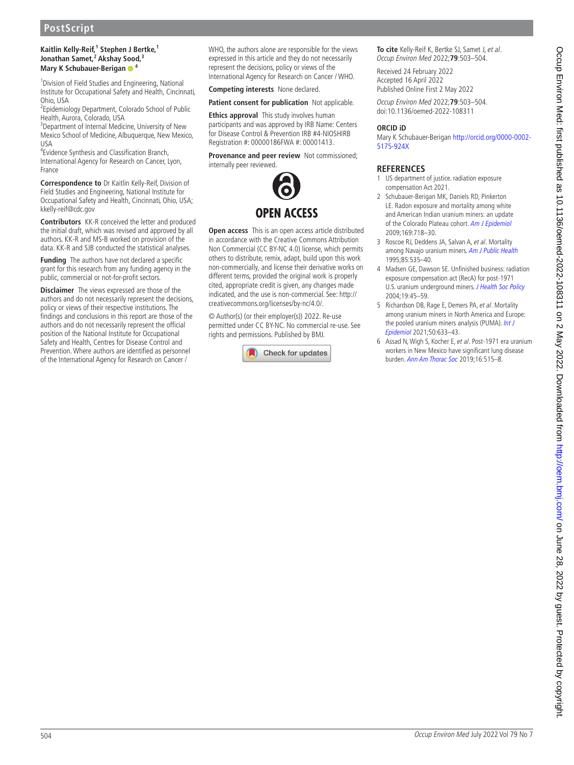**Kaitlin Kelly-Reif,[1] Stephen J Bertke,[1] Jonathan Samet,[2] Akshay Sood,[3] Mary K Schubauer-Berigan [4]**

[1]Division of Field Studies and Engineering, National Institute for Occupational Safety and Health, Cincinnati, Ohio, USA
[2]Epidemiology Department, Colorado School of Public Health, Aurora, Colorado, USA
[3]Department of Internal Medicine, University of New Mexico School of Medicine, Albuquerque, New Mexico, USA
[4]Evidence Synthesis and Classification Branch, International Agency for Research on Cancer, Lyon, France

**Correspondence to** Dr Kaitlin Kelly-Reif, Division of Field Studies and Engineering, National Institute for Occupational Safety and Health, Cincinnati, Ohio, USA; kkelly-reif@cdc.gov

**Contributors** KK-R conceived the letter and produced the initial draft, which was revised and approved by all authors. KK-R and MS-B worked on provision of the data. KK-R and SJB conducted the statistical analyses.

**Funding** The authors have not declared a specific grant for this research from any funding agency in the public, commercial or not-for-profit sectors.

**Disclaimer** The views expressed are those of the authors and do not necessarily represent the decisions, policy or views of their respective institutions. The findings and conclusions in this report are those of the authors and do not necessarily represent the official position of the National Institute for Occupational Safety and Health, Centres for Disease Control and Prevention. Where authors are identified as personnel of the International Agency for Research on Cancer / WHO, the authors alone are responsible for the views expressed in this article and they do not necessarily represent the decisions, policy or views of the International Agency for Research on Cancer / WHO.

**Competing interests** None declared.

**Patient consent for publication** Not applicable.

**Ethics approval** This study involves human participants and was approved by IRB Name: Centers for Disease Control & Prevention IRB #4-NIOSHIRB Registration #: 00000186FWA #: 00001413.

**Provenance and peer review** Not commissioned; internally peer reviewed.

**OPEN ACCESS**

**Open access** This is an open access article distributed in accordance with the Creative Commons Attribution Non Commercial (CC BY-NC 4.0) license, which permits others to distribute, remix, adapt, build upon this work non-commercially, and license their derivative works on different terms, provided the original work is properly cited, appropriate credit is given, any changes made indicated, and the use is non-commercial. See: http://creativecommons.org/licenses/by-nc/4.0/.

© Author(s) (or their employer(s)) 2022. Re-use permitted under CC BY-NC. No commercial re-use. See rights and permissions. Published by BMJ.

Check for updates

**To cite** Kelly-Reif K, Bertke SJ, Samet J, *et al*. *Occup Environ Med* 2022;**79**:503–504.

Received 24 February 2022
Accepted 16 April 2022
Published Online First 2 May 2022

*Occup Environ Med* 2022;**79**:503–504. doi:10.1136/oemed-2022-108311

**ORCID iD**

Mary K Schubauer-Berigan http://orcid.org/0000-0002-5175-924X

## REFERENCES

1. US department of justice. radiation exposure compensation Act 2021.
2. Schubauer-Berigan MK, Daniels RD, Pinkerton LE. Radon exposure and mortality among white and American Indian uranium miners: an update of the Colorado Plateau cohort. *Am J Epidemiol* 2009;169:718–30.
3. Roscoe RJ, Deddens JA, Salvan A, *et al*. Mortality among Navajo uranium miners. *Am J Public Health* 1995;85:535–40.
4. Madsen GE, Dawson SE. Unfinished business: radiation exposure compensation act (RecA) for post-1971 U.S. uranium underground miners. *J Health Soc Policy* 2004;19:45–59.
5. Richardson DB, Rage E, Demers PA, *et al*. Mortality among uranium miners in North America and Europe: the pooled uranium miners analysis (PUMA). *Int J Epidemiol* 2021;50:633–43.
6. Assad N, Wigh S, Kocher E, *et al*. Post-1971 era uranium workers in New Mexico have significant lung disease burden. *Ann Am Thorac Soc* 2019;16:515–8.